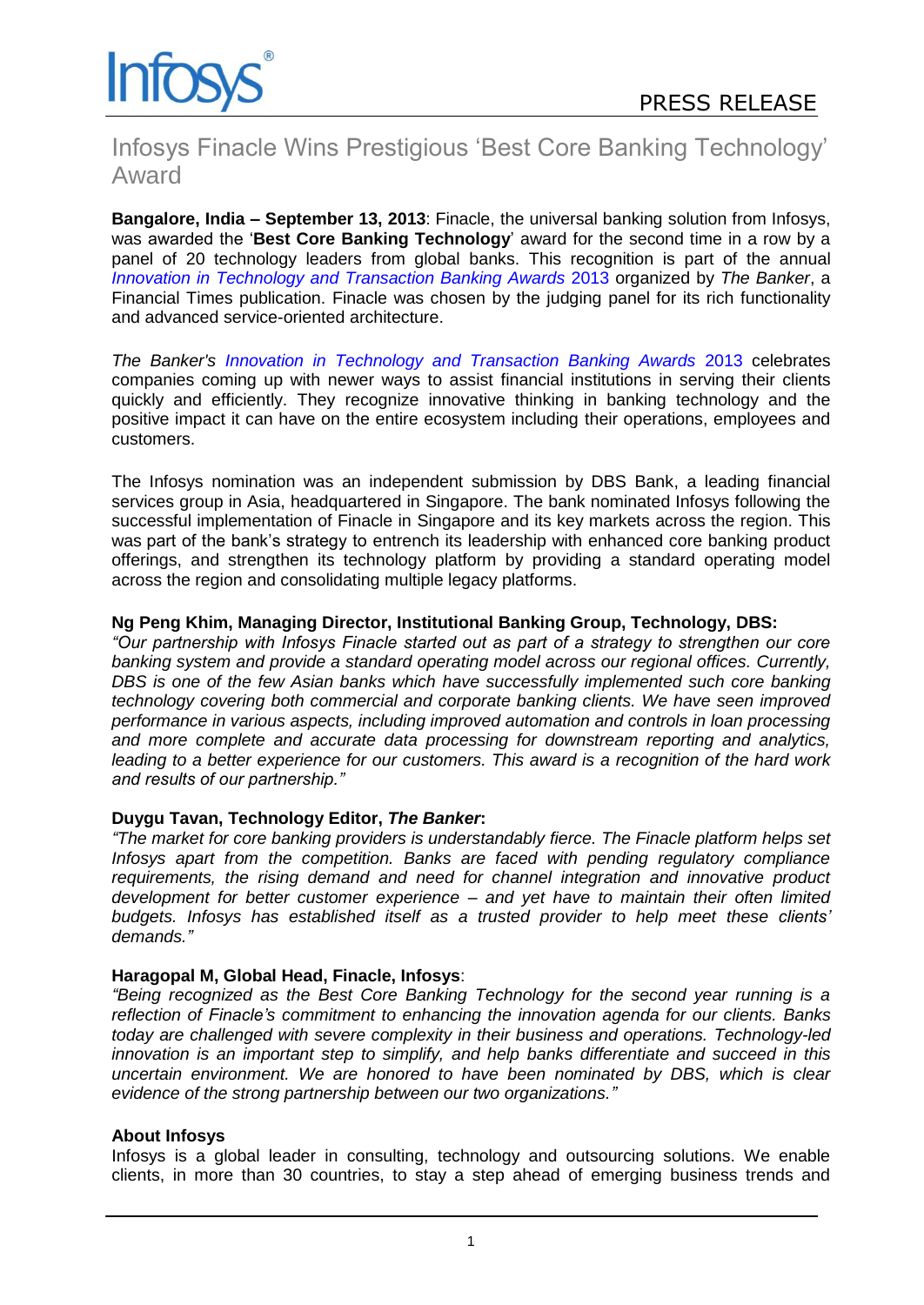Infosys®

PRESS RELEASE

# Infosys Finacle Wins Prestigious 'Best Core Banking Technology' Award

**Bangalore, India – September 13, 2013**: Finacle, the universal banking solution from Infosys, was awarded the '**Best Core Banking Technology**' award for the second time in a row by a panel of 20 technology leaders from global banks. This recognition is part of the annual *Innovation in Technology and Transaction Banking Awards* 2013 organized by *The Banker*, a Financial Times publication. Finacle was chosen by the judging panel for its rich functionality and advanced service-oriented architecture.

*The Banker's Innovation in Technology and Transaction Banking Awards* 2013 celebrates companies coming up with newer ways to assist financial institutions in serving their clients quickly and efficiently. They recognize innovative thinking in banking technology and the positive impact it can have on the entire ecosystem including their operations, employees and customers.

The Infosys nomination was an independent submission by DBS Bank, a leading financial services group in Asia, headquartered in Singapore. The bank nominated Infosys following the successful implementation of Finacle in Singapore and its key markets across the region. This was part of the bank's strategy to entrench its leadership with enhanced core banking product offerings, and strengthen its technology platform by providing a standard operating model across the region and consolidating multiple legacy platforms.

**Ng Peng Khim, Managing Director, Institutional Banking Group, Technology, DBS:**
*"Our partnership with Infosys Finacle started out as part of a strategy to strengthen our core banking system and provide a standard operating model across our regional offices. Currently, DBS is one of the few Asian banks which have successfully implemented such core banking technology covering both commercial and corporate banking clients. We have seen improved performance in various aspects, including improved automation and controls in loan processing and more complete and accurate data processing for downstream reporting and analytics, leading to a better experience for our customers. This award is a recognition of the hard work and results of our partnership."*

**Duygu Tavan, Technology Editor, *The Banker*:**
*"The market for core banking providers is understandably fierce. The Finacle platform helps set Infosys apart from the competition. Banks are faced with pending regulatory compliance requirements, the rising demand and need for channel integration and innovative product development for better customer experience – and yet have to maintain their often limited budgets. Infosys has established itself as a trusted provider to help meet these clients' demands."*

**Haragopal M, Global Head, Finacle, Infosys**:
*"Being recognized as the Best Core Banking Technology for the second year running is a reflection of Finacle's commitment to enhancing the innovation agenda for our clients. Banks today are challenged with severe complexity in their business and operations. Technology-led innovation is an important step to simplify, and help banks differentiate and succeed in this uncertain environment. We are honored to have been nominated by DBS, which is clear evidence of the strong partnership between our two organizations."*

**About Infosys**

Infosys is a global leader in consulting, technology and outsourcing solutions. We enable clients, in more than 30 countries, to stay a step ahead of emerging business trends and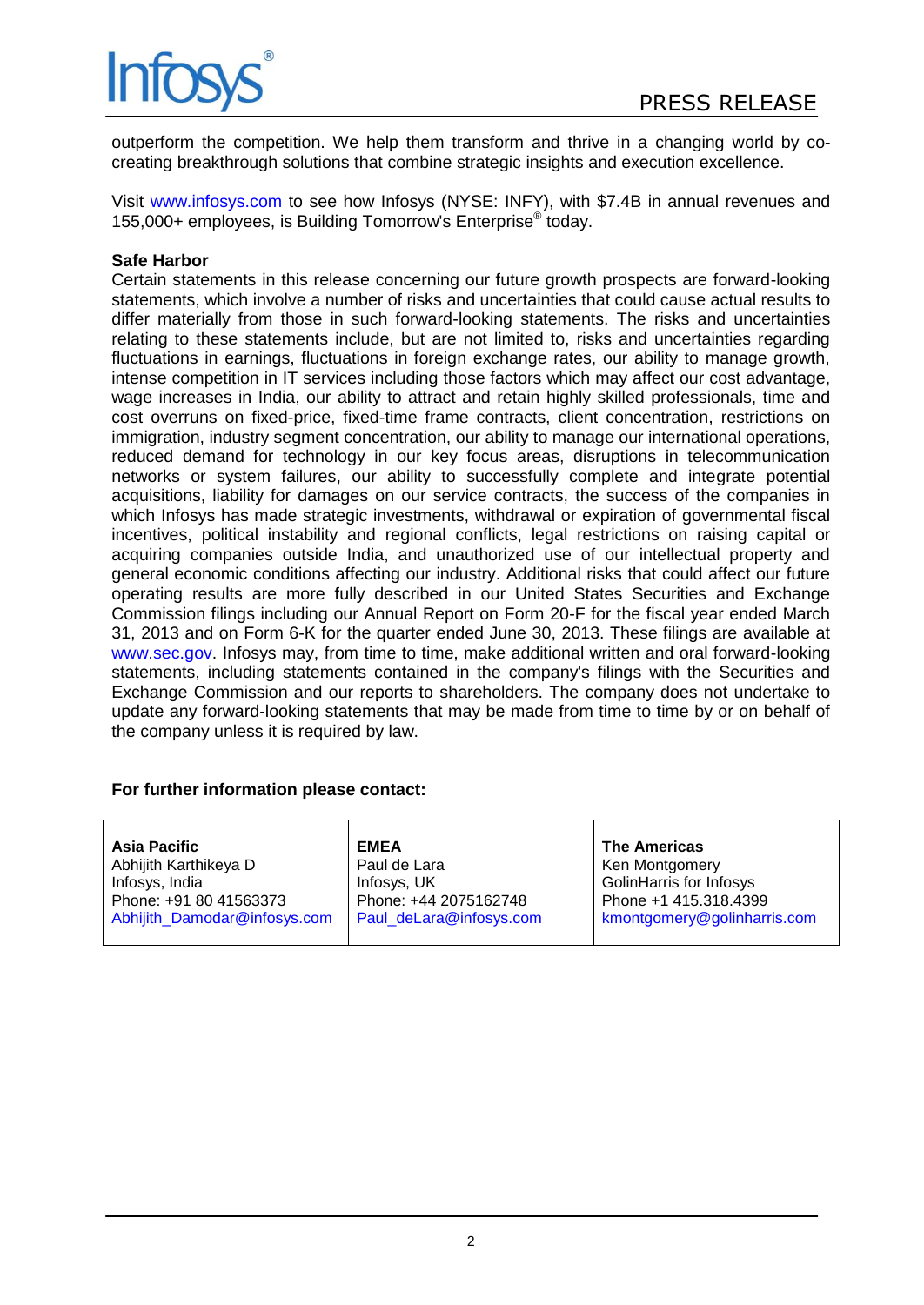outperform the competition. We help them transform and thrive in a changing world by co-creating breakthrough solutions that combine strategic insights and execution excellence.

Visit www.infosys.com to see how Infosys (NYSE: INFY), with $7.4B in annual revenues and 155,000+ employees, is Building Tomorrow's Enterprise® today.

**Safe Harbor**

Certain statements in this release concerning our future growth prospects are forward-looking statements, which involve a number of risks and uncertainties that could cause actual results to differ materially from those in such forward-looking statements. The risks and uncertainties relating to these statements include, but are not limited to, risks and uncertainties regarding fluctuations in earnings, fluctuations in foreign exchange rates, our ability to manage growth, intense competition in IT services including those factors which may affect our cost advantage, wage increases in India, our ability to attract and retain highly skilled professionals, time and cost overruns on fixed-price, fixed-time frame contracts, client concentration, restrictions on immigration, industry segment concentration, our ability to manage our international operations, reduced demand for technology in our key focus areas, disruptions in telecommunication networks or system failures, our ability to successfully complete and integrate potential acquisitions, liability for damages on our service contracts, the success of the companies in which Infosys has made strategic investments, withdrawal or expiration of governmental fiscal incentives, political instability and regional conflicts, legal restrictions on raising capital or acquiring companies outside India, and unauthorized use of our intellectual property and general economic conditions affecting our industry. Additional risks that could affect our future operating results are more fully described in our United States Securities and Exchange Commission filings including our Annual Report on Form 20-F for the fiscal year ended March 31, 2013 and on Form 6-K for the quarter ended June 30, 2013. These filings are available at www.sec.gov. Infosys may, from time to time, make additional written and oral forward-looking statements, including statements contained in the company's filings with the Securities and Exchange Commission and our reports to shareholders. The company does not undertake to update any forward-looking statements that may be made from time to time by or on behalf of the company unless it is required by law.

**For further information please contact:**

| | | |
|---|---|---|
| **Asia Pacific**<br>Abhijith Karthikeya D<br>Infosys, India<br>Phone: +91 80 41563373<br>Abhijith_Damodar@infosys.com | **EMEA**<br>Paul de Lara<br>Infosys, UK<br>Phone: +44 2075162748<br>Paul_deLara@infosys.com | **The Americas**<br>Ken Montgomery<br>GolinHarris for Infosys<br>Phone +1 415.318.4399<br>kmontgomery@golinharris.com |